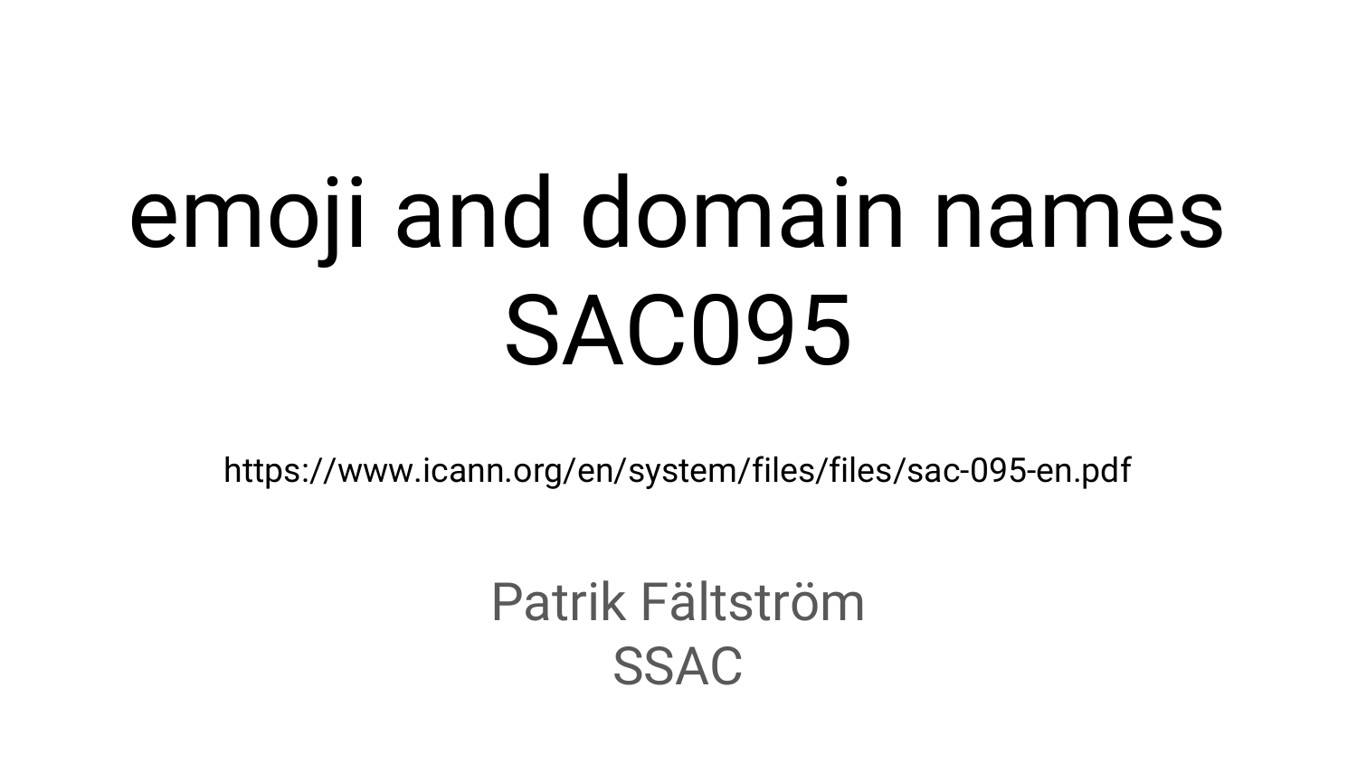# emoji and domain names
# SAC095

https://www.icann.org/en/system/files/files/sac-095-en.pdf

Patrik Fältström

SSAC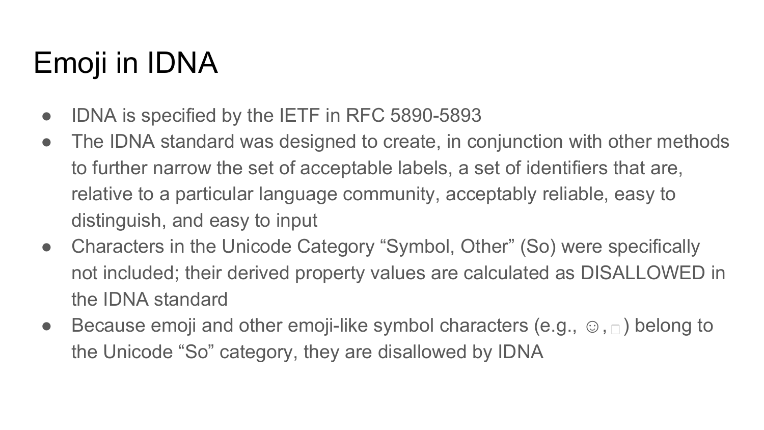# Emoji in IDNA

- IDNA is specified by the IETF in RFC 5890-5893
- The IDNA standard was designed to create, in conjunction with other methods to further narrow the set of acceptable labels, a set of identifiers that are, relative to a particular language community, acceptably reliable, easy to distinguish, and easy to input
- Characters in the Unicode Category “Symbol, Other” (So) were specifically not included; their derived property values are calculated as DISALLOWED in the IDNA standard
- Because emoji and other emoji-like symbol characters (e.g., ☺, □) belong to the Unicode “So” category, they are disallowed by IDNA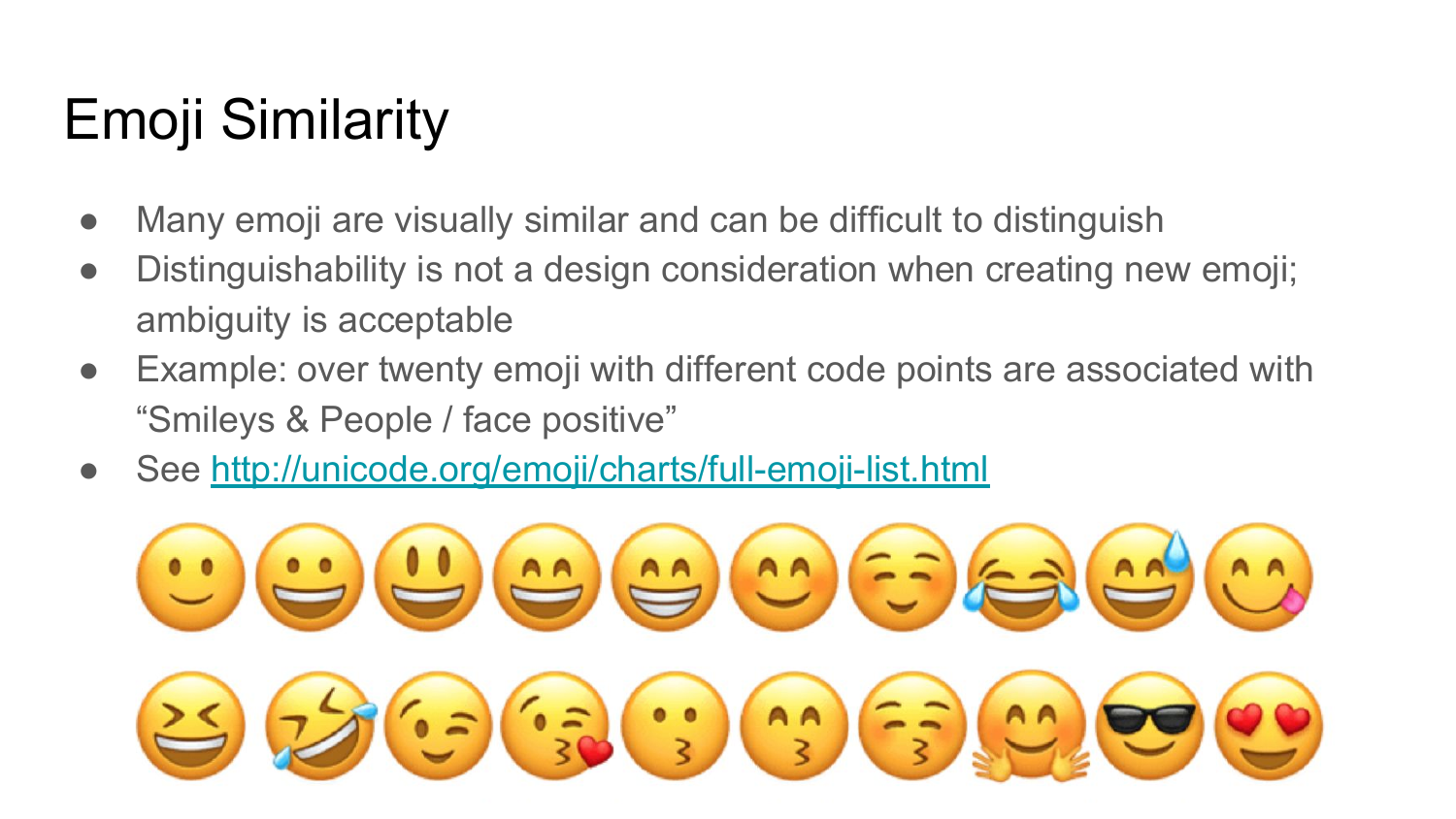# Emoji Similarity

- Many emoji are visually similar and can be difficult to distinguish
- Distinguishability is not a design consideration when creating new emoji; ambiguity is acceptable
- Example: over twenty emoji with different code points are associated with "Smileys & People / face positive"
- See http://unicode.org/emoji/charts/full-emoji-list.html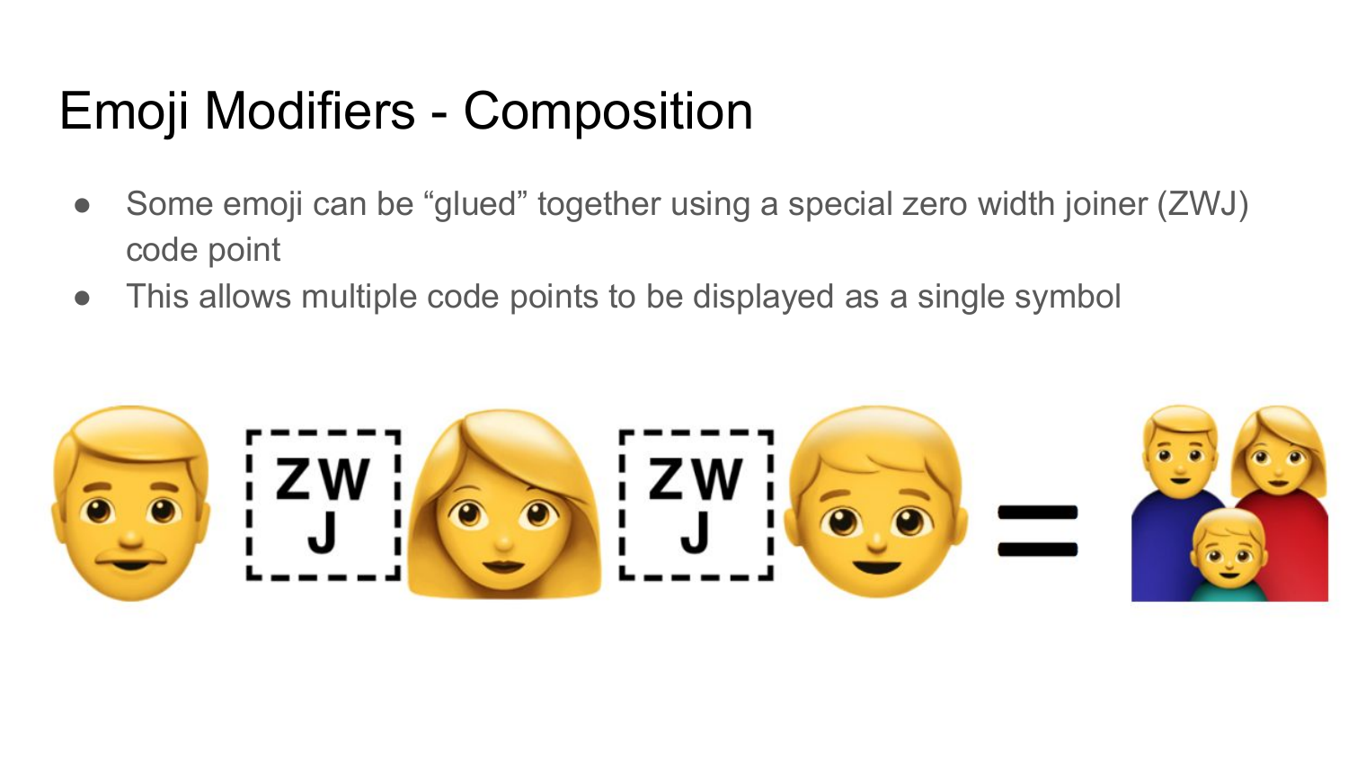# Emoji Modifiers - Composition

- Some emoji can be “glued” together using a special zero width joiner (ZWJ) code point
- This allows multiple code points to be displayed as a single symbol

👨 ZWJ 👩 ZWJ 👦 = 👨‍👩‍👦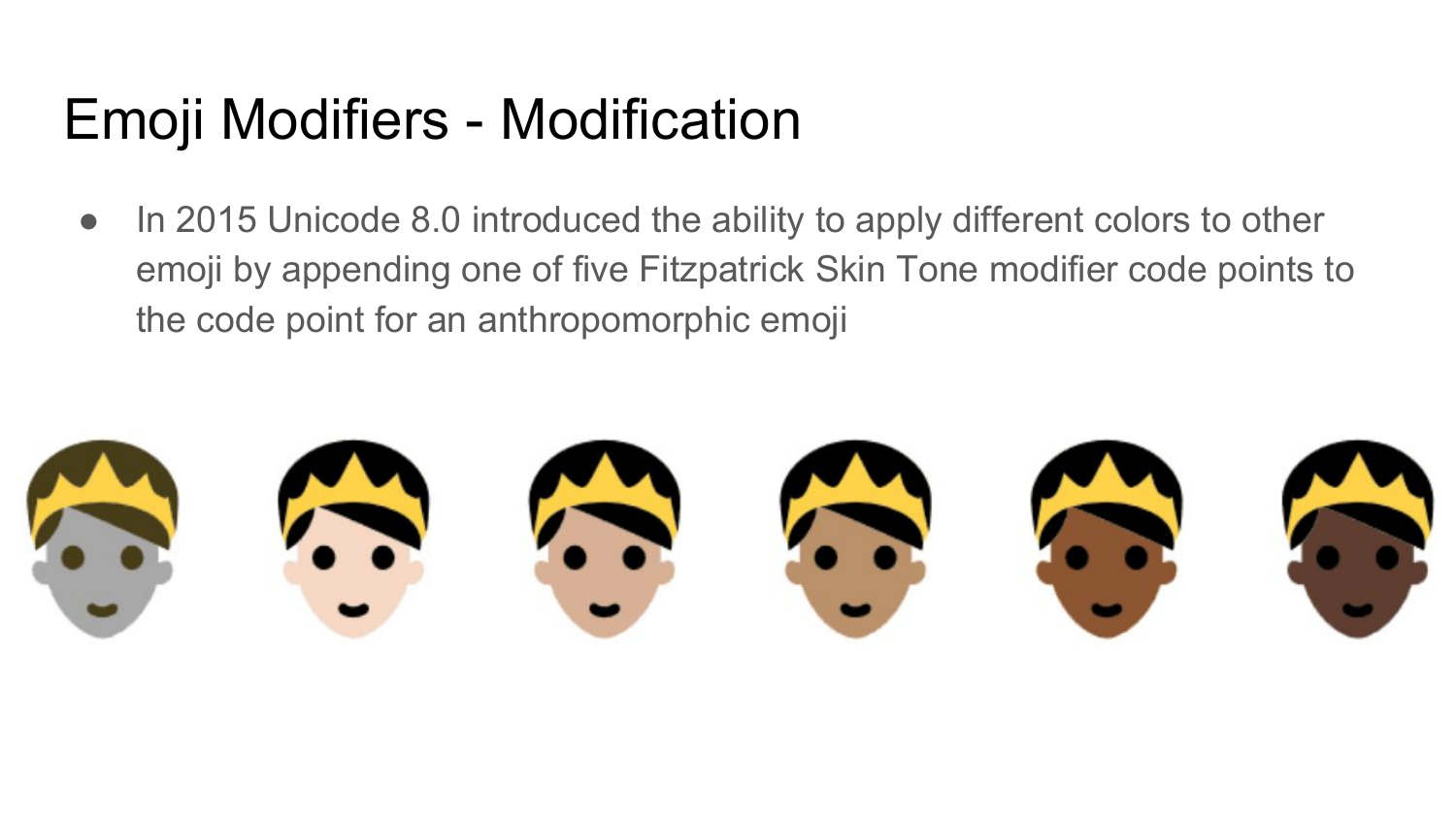# Emoji Modifiers - Modification

- In 2015 Unicode 8.0 introduced the ability to apply different colors to other emoji by appending one of five Fitzpatrick Skin Tone modifier code points to the code point for an anthropomorphic emoji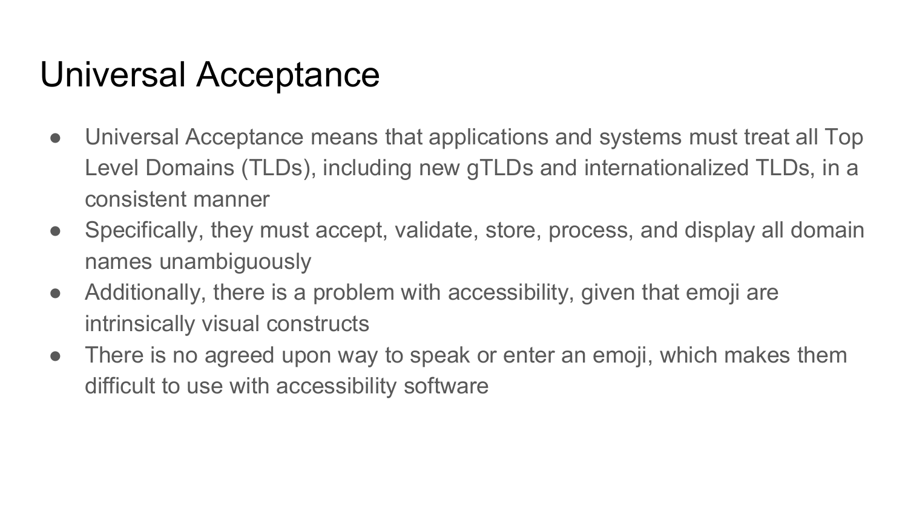# Universal Acceptance

- Universal Acceptance means that applications and systems must treat all Top Level Domains (TLDs), including new gTLDs and internationalized TLDs, in a consistent manner
- Specifically, they must accept, validate, store, process, and display all domain names unambiguously
- Additionally, there is a problem with accessibility, given that emoji are intrinsically visual constructs
- There is no agreed upon way to speak or enter an emoji, which makes them difficult to use with accessibility software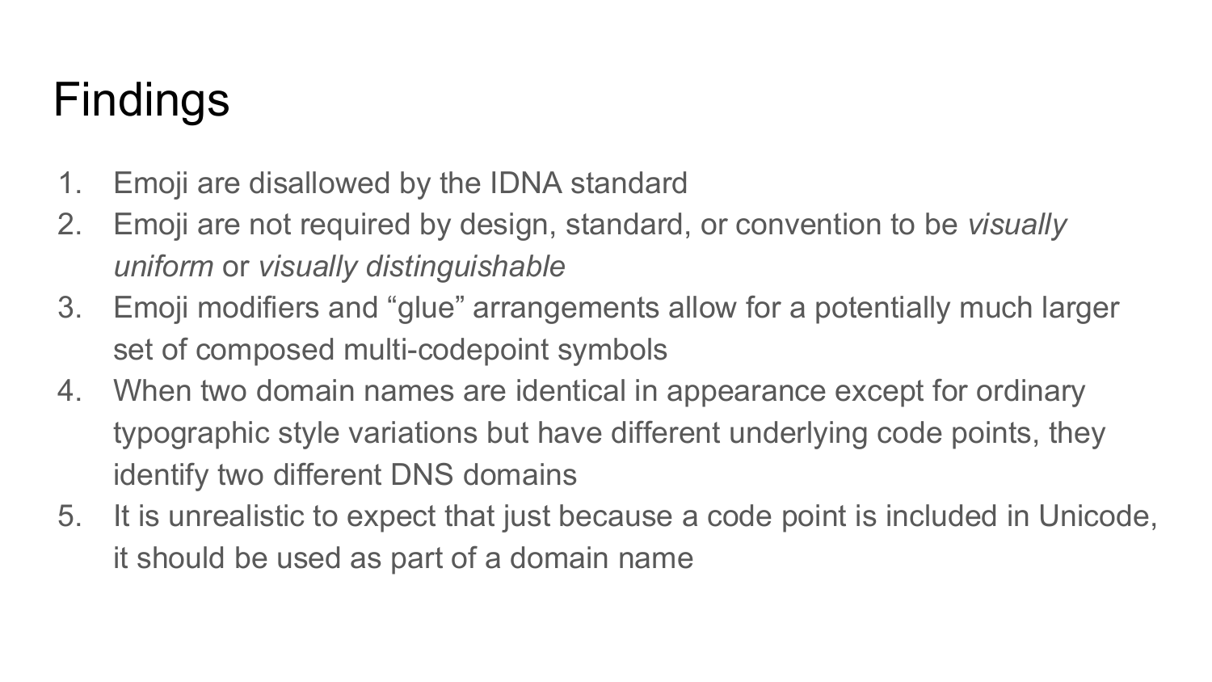# Findings

1. Emoji are disallowed by the IDNA standard
2. Emoji are not required by design, standard, or convention to be *visually uniform* or *visually distinguishable*
3. Emoji modifiers and “glue” arrangements allow for a potentially much larger set of composed multi-codepoint symbols
4. When two domain names are identical in appearance except for ordinary typographic style variations but have different underlying code points, they identify two different DNS domains
5. It is unrealistic to expect that just because a code point is included in Unicode, it should be used as part of a domain name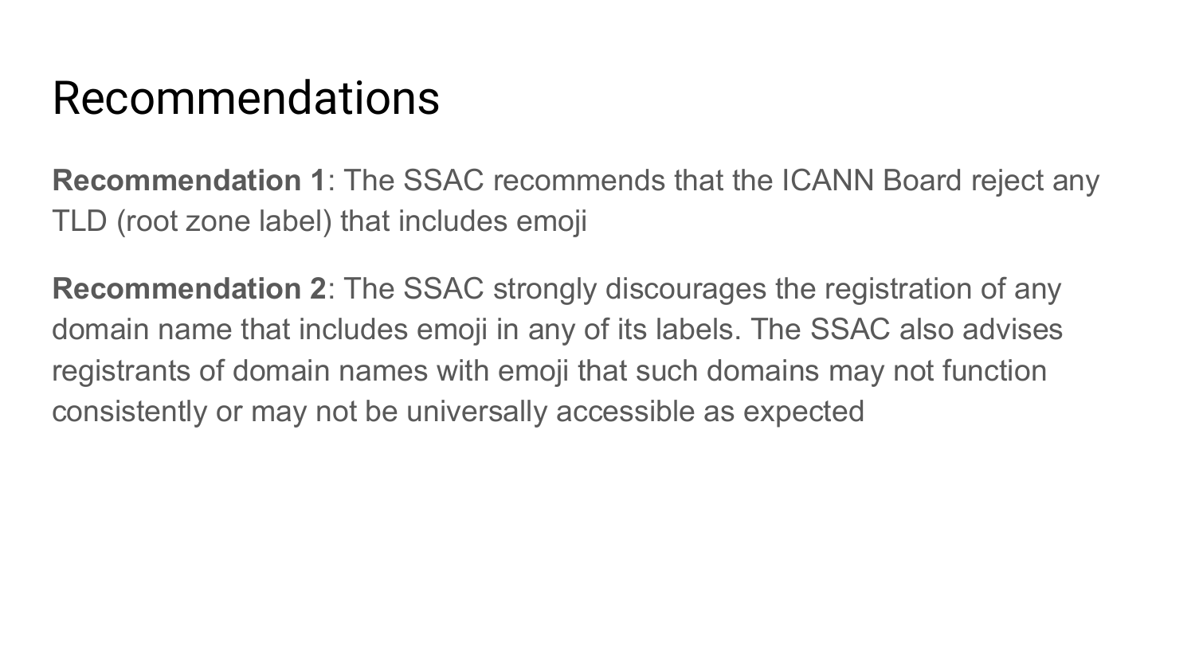# Recommendations

**Recommendation 1**: The SSAC recommends that the ICANN Board reject any TLD (root zone label) that includes emoji

**Recommendation 2**: The SSAC strongly discourages the registration of any domain name that includes emoji in any of its labels. The SSAC also advises registrants of domain names with emoji that such domains may not function consistently or may not be universally accessible as expected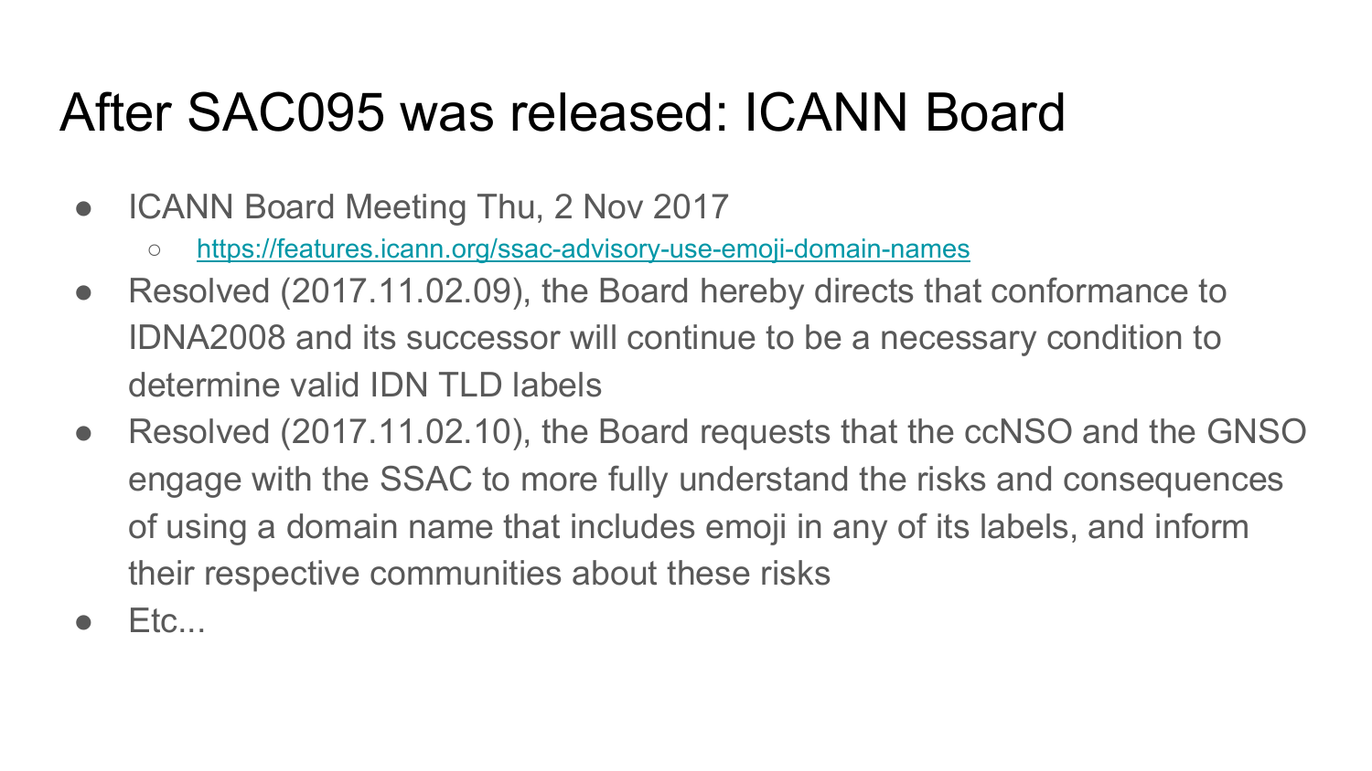# After SAC095 was released: ICANN Board

- ICANN Board Meeting Thu, 2 Nov 2017
  - [https://features.icann.org/ssac-advisory-use-emoji-domain-names](https://features.icann.org/ssac-advisory-use-emoji-domain-names)
- Resolved (2017.11.02.09), the Board hereby directs that conformance to IDNA2008 and its successor will continue to be a necessary condition to determine valid IDN TLD labels
- Resolved (2017.11.02.10), the Board requests that the ccNSO and the GNSO engage with the SSAC to more fully understand the risks and consequences of using a domain name that includes emoji in any of its labels, and inform their respective communities about these risks
- Etc...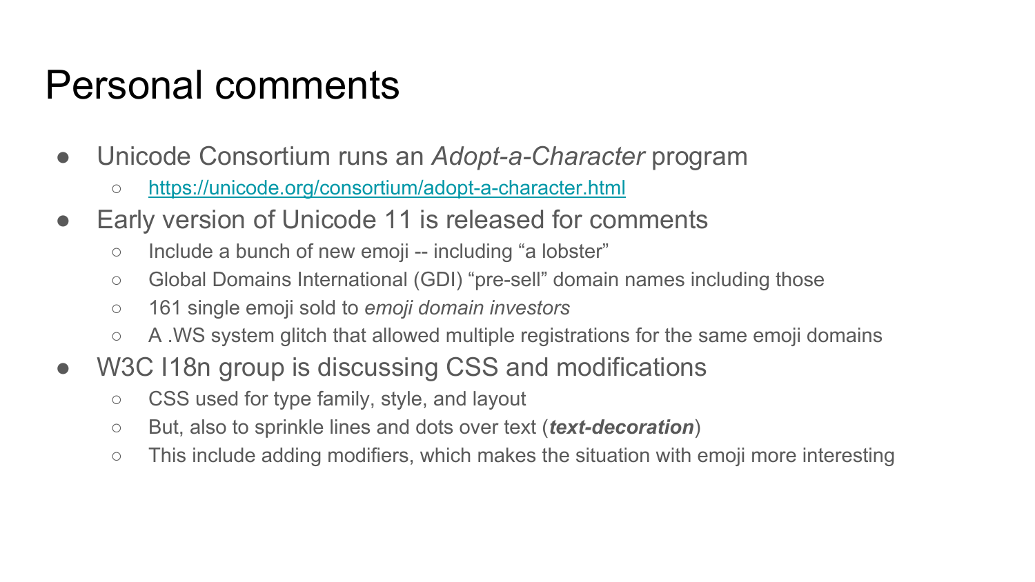# Personal comments

- Unicode Consortium runs an *Adopt-a-Character* program
  - https://unicode.org/consortium/adopt-a-character.html
- Early version of Unicode 11 is released for comments
  - Include a bunch of new emoji -- including “a lobster”
  - Global Domains International (GDI) “pre-sell” domain names including those
  - 161 single emoji sold to *emoji domain investors*
  - A .WS system glitch that allowed multiple registrations for the same emoji domains
- W3C I18n group is discussing CSS and modifications
  - CSS used for type family, style, and layout
  - But, also to sprinkle lines and dots over text (***text-decoration***)
  - This include adding modifiers, which makes the situation with emoji more interesting